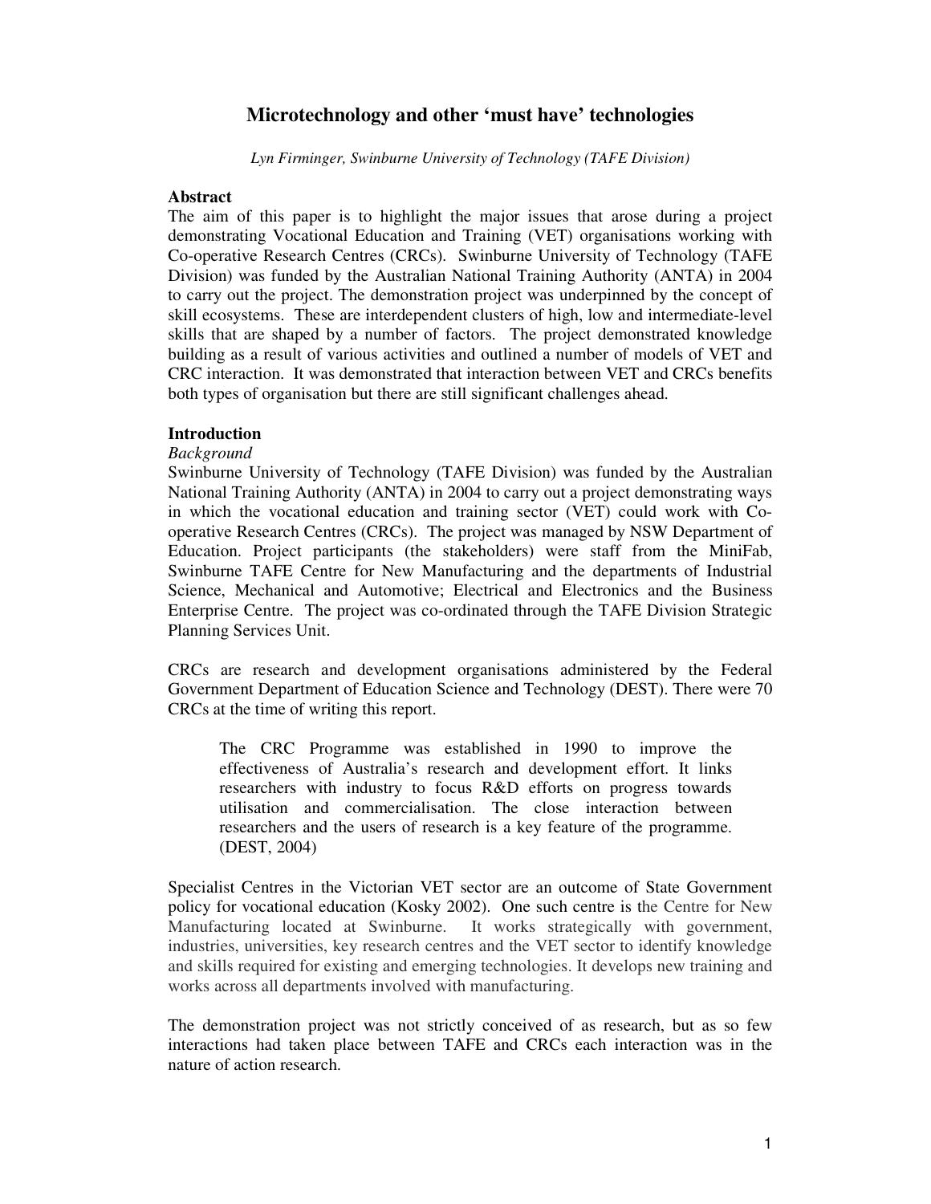# Microtechnology and other 'must have' technologies

*Lyn Firminger, Swinburne University of Technology (TAFE Division)*

## Abstract

The aim of this paper is to highlight the major issues that arose during a project demonstrating Vocational Education and Training (VET) organisations working with Co-operative Research Centres (CRCs). Swinburne University of Technology (TAFE Division) was funded by the Australian National Training Authority (ANTA) in 2004 to carry out the project. The demonstration project was underpinned by the concept of skill ecosystems. These are interdependent clusters of high, low and intermediate-level skills that are shaped by a number of factors. The project demonstrated knowledge building as a result of various activities and outlined a number of models of VET and CRC interaction. It was demonstrated that interaction between VET and CRCs benefits both types of organisation but there are still significant challenges ahead.

## Introduction

*Background*

Swinburne University of Technology (TAFE Division) was funded by the Australian National Training Authority (ANTA) in 2004 to carry out a project demonstrating ways in which the vocational education and training sector (VET) could work with Co-operative Research Centres (CRCs). The project was managed by NSW Department of Education. Project participants (the stakeholders) were staff from the MiniFab, Swinburne TAFE Centre for New Manufacturing and the departments of Industrial Science, Mechanical and Automotive; Electrical and Electronics and the Business Enterprise Centre. The project was co-ordinated through the TAFE Division Strategic Planning Services Unit.

CRCs are research and development organisations administered by the Federal Government Department of Education Science and Technology (DEST). There were 70 CRCs at the time of writing this report.

> The CRC Programme was established in 1990 to improve the effectiveness of Australia's research and development effort. It links researchers with industry to focus R&D efforts on progress towards utilisation and commercialisation. The close interaction between researchers and the users of research is a key feature of the programme. (DEST, 2004)

Specialist Centres in the Victorian VET sector are an outcome of State Government policy for vocational education (Kosky 2002). One such centre is the Centre for New Manufacturing located at Swinburne. It works strategically with government, industries, universities, key research centres and the VET sector to identify knowledge and skills required for existing and emerging technologies. It develops new training and works across all departments involved with manufacturing.

The demonstration project was not strictly conceived of as research, but as so few interactions had taken place between TAFE and CRCs each interaction was in the nature of action research.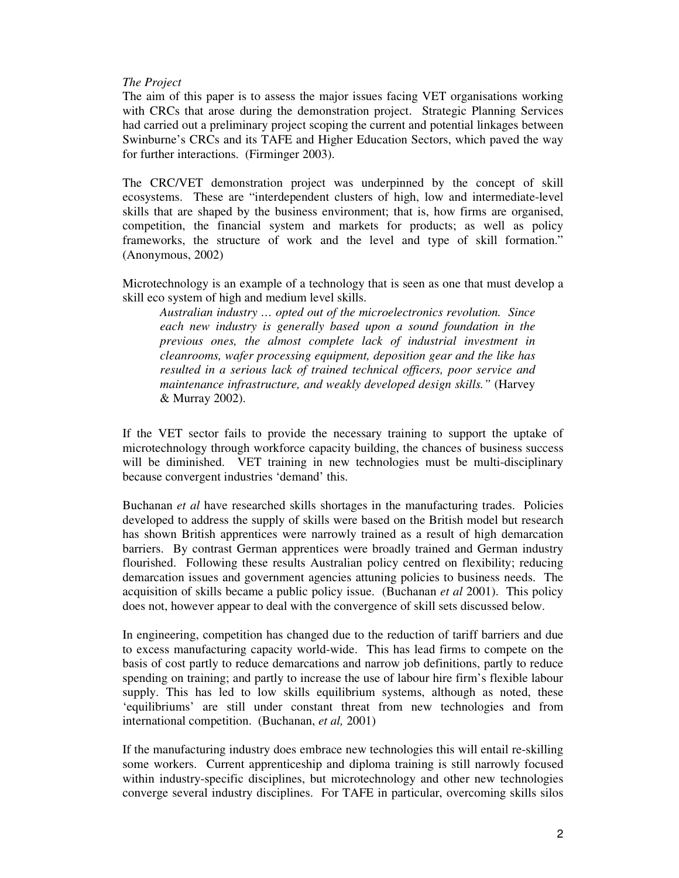*The Project*

The aim of this paper is to assess the major issues facing VET organisations working with CRCs that arose during the demonstration project. Strategic Planning Services had carried out a preliminary project scoping the current and potential linkages between Swinburne's CRCs and its TAFE and Higher Education Sectors, which paved the way for further interactions. (Firminger 2003).

The CRC/VET demonstration project was underpinned by the concept of skill ecosystems. These are "interdependent clusters of high, low and intermediate-level skills that are shaped by the business environment; that is, how firms are organised, competition, the financial system and markets for products; as well as policy frameworks, the structure of work and the level and type of skill formation." (Anonymous, 2002)

Microtechnology is an example of a technology that is seen as one that must develop a skill eco system of high and medium level skills.

> *Australian industry … opted out of the microelectronics revolution. Since each new industry is generally based upon a sound foundation in the previous ones, the almost complete lack of industrial investment in cleanrooms, wafer processing equipment, deposition gear and the like has resulted in a serious lack of trained technical officers, poor service and maintenance infrastructure, and weakly developed design skills."* (Harvey & Murray 2002).

If the VET sector fails to provide the necessary training to support the uptake of microtechnology through workforce capacity building, the chances of business success will be diminished. VET training in new technologies must be multi-disciplinary because convergent industries 'demand' this.

Buchanan *et al* have researched skills shortages in the manufacturing trades. Policies developed to address the supply of skills were based on the British model but research has shown British apprentices were narrowly trained as a result of high demarcation barriers. By contrast German apprentices were broadly trained and German industry flourished. Following these results Australian policy centred on flexibility; reducing demarcation issues and government agencies attuning policies to business needs. The acquisition of skills became a public policy issue. (Buchanan *et al* 2001). This policy does not, however appear to deal with the convergence of skill sets discussed below.

In engineering, competition has changed due to the reduction of tariff barriers and due to excess manufacturing capacity world-wide. This has lead firms to compete on the basis of cost partly to reduce demarcations and narrow job definitions, partly to reduce spending on training; and partly to increase the use of labour hire firm's flexible labour supply. This has led to low skills equilibrium systems, although as noted, these 'equilibriums' are still under constant threat from new technologies and from international competition. (Buchanan, *et al,* 2001)

If the manufacturing industry does embrace new technologies this will entail re-skilling some workers. Current apprenticeship and diploma training is still narrowly focused within industry-specific disciplines, but microtechnology and other new technologies converge several industry disciplines. For TAFE in particular, overcoming skills silos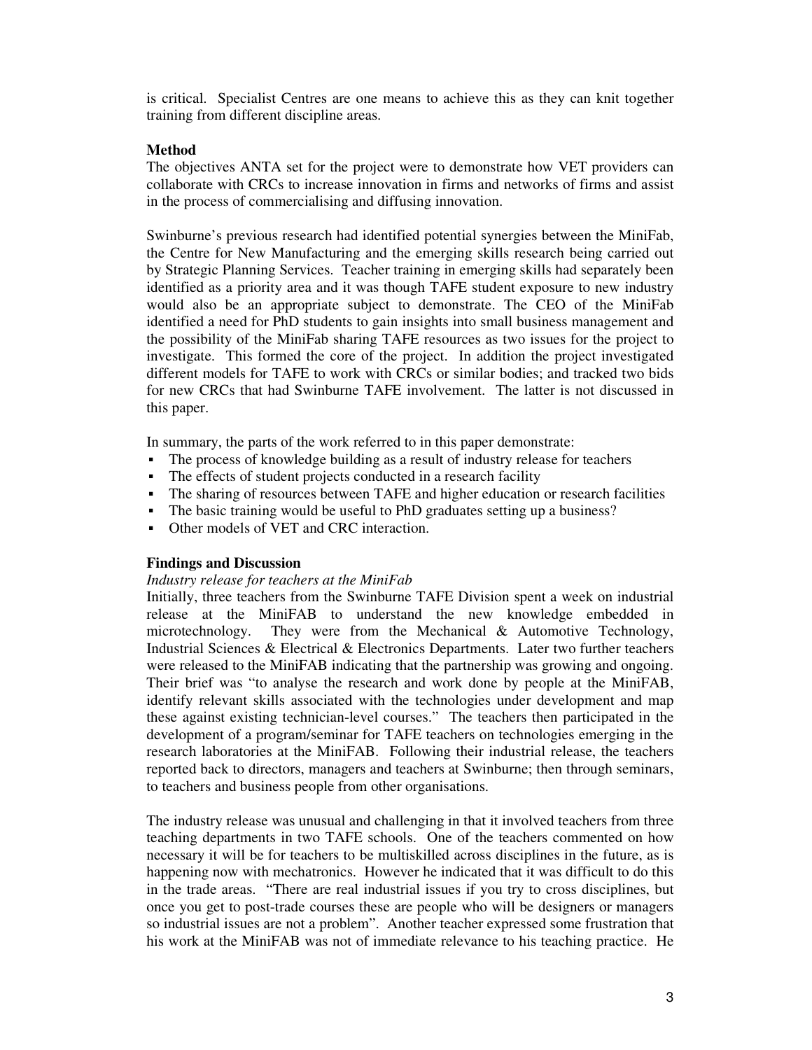is critical. Specialist Centres are one means to achieve this as they can knit together training from different discipline areas.

**Method**

The objectives ANTA set for the project were to demonstrate how VET providers can collaborate with CRCs to increase innovation in firms and networks of firms and assist in the process of commercialising and diffusing innovation.

Swinburne's previous research had identified potential synergies between the MiniFab, the Centre for New Manufacturing and the emerging skills research being carried out by Strategic Planning Services. Teacher training in emerging skills had separately been identified as a priority area and it was though TAFE student exposure to new industry would also be an appropriate subject to demonstrate. The CEO of the MiniFab identified a need for PhD students to gain insights into small business management and the possibility of the MiniFab sharing TAFE resources as two issues for the project to investigate. This formed the core of the project. In addition the project investigated different models for TAFE to work with CRCs or similar bodies; and tracked two bids for new CRCs that had Swinburne TAFE involvement. The latter is not discussed in this paper.

In summary, the parts of the work referred to in this paper demonstrate:

- The process of knowledge building as a result of industry release for teachers
- The effects of student projects conducted in a research facility
- The sharing of resources between TAFE and higher education or research facilities
- The basic training would be useful to PhD graduates setting up a business?
- Other models of VET and CRC interaction.

**Findings and Discussion**

*Industry release for teachers at the MiniFab*

Initially, three teachers from the Swinburne TAFE Division spent a week on industrial release at the MiniFAB to understand the new knowledge embedded in microtechnology. They were from the Mechanical & Automotive Technology, Industrial Sciences & Electrical & Electronics Departments. Later two further teachers were released to the MiniFAB indicating that the partnership was growing and ongoing. Their brief was "to analyse the research and work done by people at the MiniFAB, identify relevant skills associated with the technologies under development and map these against existing technician-level courses." The teachers then participated in the development of a program/seminar for TAFE teachers on technologies emerging in the research laboratories at the MiniFAB. Following their industrial release, the teachers reported back to directors, managers and teachers at Swinburne; then through seminars, to teachers and business people from other organisations.

The industry release was unusual and challenging in that it involved teachers from three teaching departments in two TAFE schools. One of the teachers commented on how necessary it will be for teachers to be multiskilled across disciplines in the future, as is happening now with mechatronics. However he indicated that it was difficult to do this in the trade areas. "There are real industrial issues if you try to cross disciplines, but once you get to post-trade courses these are people who will be designers or managers so industrial issues are not a problem". Another teacher expressed some frustration that his work at the MiniFAB was not of immediate relevance to his teaching practice. He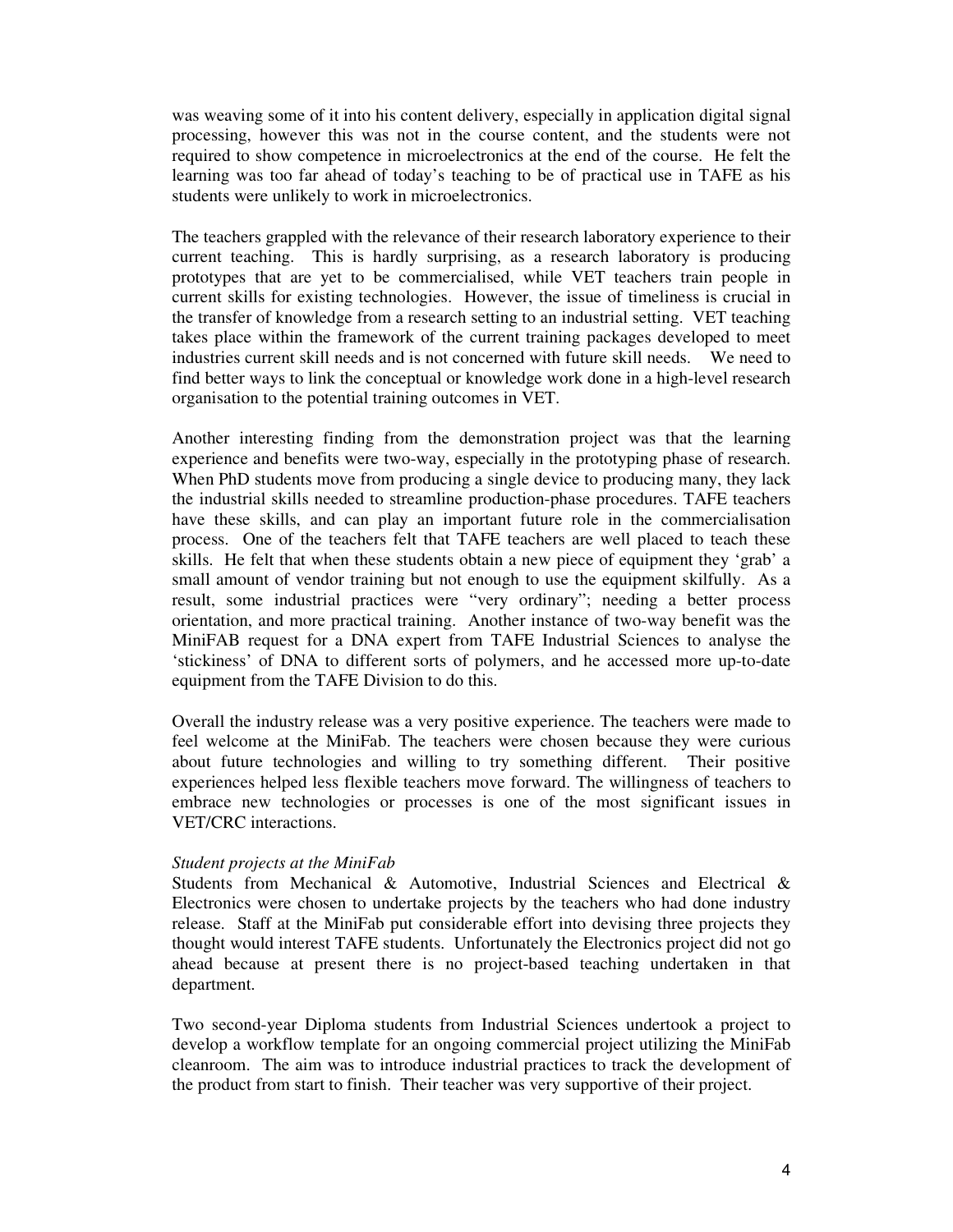was weaving some of it into his content delivery, especially in application digital signal processing, however this was not in the course content, and the students were not required to show competence in microelectronics at the end of the course. He felt the learning was too far ahead of today's teaching to be of practical use in TAFE as his students were unlikely to work in microelectronics.

The teachers grappled with the relevance of their research laboratory experience to their current teaching. This is hardly surprising, as a research laboratory is producing prototypes that are yet to be commercialised, while VET teachers train people in current skills for existing technologies. However, the issue of timeliness is crucial in the transfer of knowledge from a research setting to an industrial setting. VET teaching takes place within the framework of the current training packages developed to meet industries current skill needs and is not concerned with future skill needs. We need to find better ways to link the conceptual or knowledge work done in a high-level research organisation to the potential training outcomes in VET.

Another interesting finding from the demonstration project was that the learning experience and benefits were two-way, especially in the prototyping phase of research. When PhD students move from producing a single device to producing many, they lack the industrial skills needed to streamline production-phase procedures. TAFE teachers have these skills, and can play an important future role in the commercialisation process. One of the teachers felt that TAFE teachers are well placed to teach these skills. He felt that when these students obtain a new piece of equipment they 'grab' a small amount of vendor training but not enough to use the equipment skilfully. As a result, some industrial practices were "very ordinary"; needing a better process orientation, and more practical training. Another instance of two-way benefit was the MiniFAB request for a DNA expert from TAFE Industrial Sciences to analyse the 'stickiness' of DNA to different sorts of polymers, and he accessed more up-to-date equipment from the TAFE Division to do this.

Overall the industry release was a very positive experience. The teachers were made to feel welcome at the MiniFab. The teachers were chosen because they were curious about future technologies and willing to try something different. Their positive experiences helped less flexible teachers move forward. The willingness of teachers to embrace new technologies or processes is one of the most significant issues in VET/CRC interactions.

*Student projects at the MiniFab*

Students from Mechanical & Automotive, Industrial Sciences and Electrical & Electronics were chosen to undertake projects by the teachers who had done industry release. Staff at the MiniFab put considerable effort into devising three projects they thought would interest TAFE students. Unfortunately the Electronics project did not go ahead because at present there is no project-based teaching undertaken in that department.

Two second-year Diploma students from Industrial Sciences undertook a project to develop a workflow template for an ongoing commercial project utilizing the MiniFab cleanroom. The aim was to introduce industrial practices to track the development of the product from start to finish. Their teacher was very supportive of their project.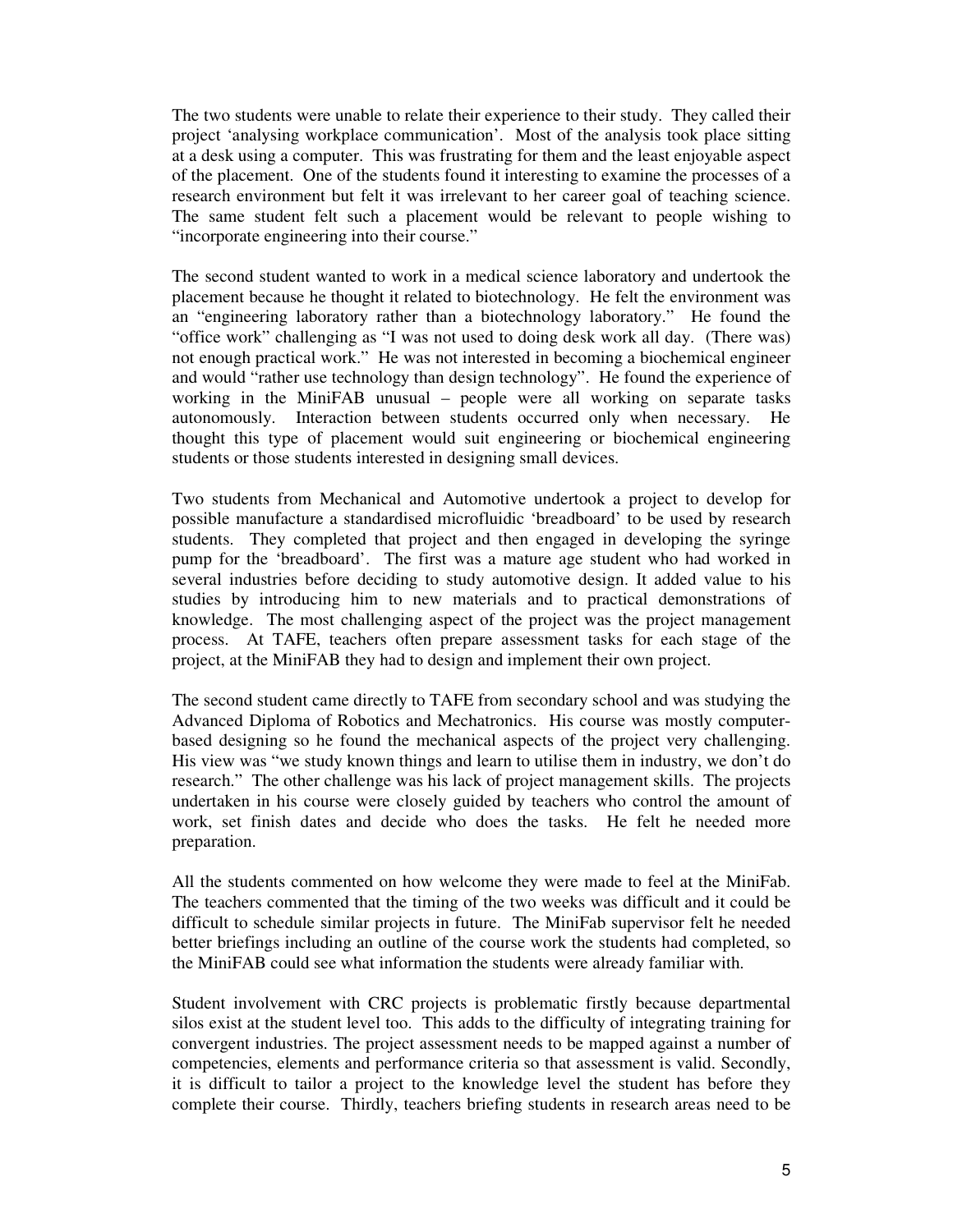The two students were unable to relate their experience to their study. They called their project 'analysing workplace communication'. Most of the analysis took place sitting at a desk using a computer. This was frustrating for them and the least enjoyable aspect of the placement. One of the students found it interesting to examine the processes of a research environment but felt it was irrelevant to her career goal of teaching science. The same student felt such a placement would be relevant to people wishing to "incorporate engineering into their course."

The second student wanted to work in a medical science laboratory and undertook the placement because he thought it related to biotechnology. He felt the environment was an "engineering laboratory rather than a biotechnology laboratory." He found the "office work" challenging as "I was not used to doing desk work all day. (There was) not enough practical work." He was not interested in becoming a biochemical engineer and would "rather use technology than design technology". He found the experience of working in the MiniFAB unusual – people were all working on separate tasks autonomously. Interaction between students occurred only when necessary. He thought this type of placement would suit engineering or biochemical engineering students or those students interested in designing small devices.

Two students from Mechanical and Automotive undertook a project to develop for possible manufacture a standardised microfluidic 'breadboard' to be used by research students. They completed that project and then engaged in developing the syringe pump for the 'breadboard'. The first was a mature age student who had worked in several industries before deciding to study automotive design. It added value to his studies by introducing him to new materials and to practical demonstrations of knowledge. The most challenging aspect of the project was the project management process. At TAFE, teachers often prepare assessment tasks for each stage of the project, at the MiniFAB they had to design and implement their own project.

The second student came directly to TAFE from secondary school and was studying the Advanced Diploma of Robotics and Mechatronics. His course was mostly computer-based designing so he found the mechanical aspects of the project very challenging. His view was "we study known things and learn to utilise them in industry, we don't do research." The other challenge was his lack of project management skills. The projects undertaken in his course were closely guided by teachers who control the amount of work, set finish dates and decide who does the tasks. He felt he needed more preparation.

All the students commented on how welcome they were made to feel at the MiniFab. The teachers commented that the timing of the two weeks was difficult and it could be difficult to schedule similar projects in future. The MiniFab supervisor felt he needed better briefings including an outline of the course work the students had completed, so the MiniFAB could see what information the students were already familiar with.

Student involvement with CRC projects is problematic firstly because departmental silos exist at the student level too. This adds to the difficulty of integrating training for convergent industries. The project assessment needs to be mapped against a number of competencies, elements and performance criteria so that assessment is valid. Secondly, it is difficult to tailor a project to the knowledge level the student has before they complete their course. Thirdly, teachers briefing students in research areas need to be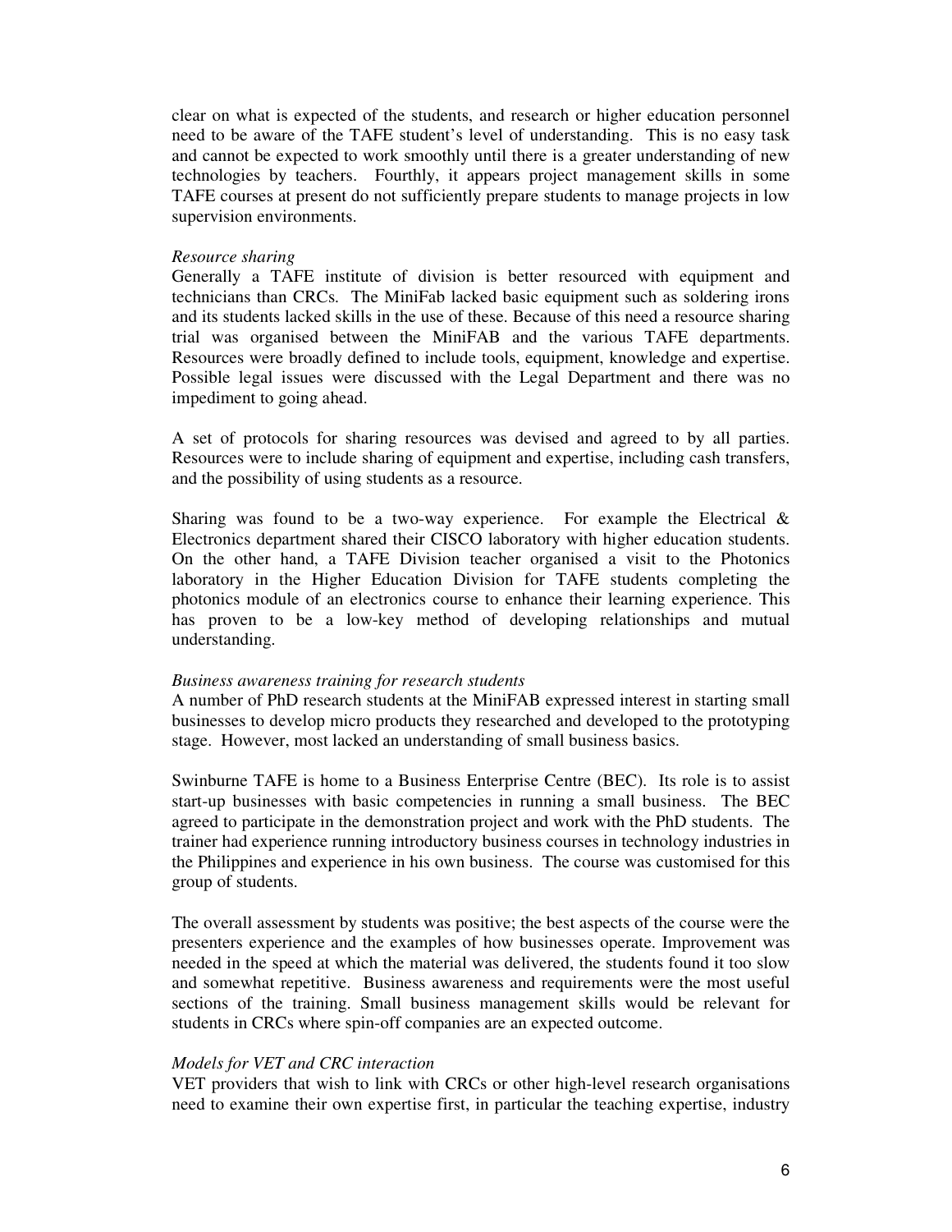clear on what is expected of the students, and research or higher education personnel need to be aware of the TAFE student's level of understanding. This is no easy task and cannot be expected to work smoothly until there is a greater understanding of new technologies by teachers. Fourthly, it appears project management skills in some TAFE courses at present do not sufficiently prepare students to manage projects in low supervision environments.

*Resource sharing*

Generally a TAFE institute of division is better resourced with equipment and technicians than CRCs. The MiniFab lacked basic equipment such as soldering irons and its students lacked skills in the use of these. Because of this need a resource sharing trial was organised between the MiniFAB and the various TAFE departments. Resources were broadly defined to include tools, equipment, knowledge and expertise. Possible legal issues were discussed with the Legal Department and there was no impediment to going ahead.

A set of protocols for sharing resources was devised and agreed to by all parties. Resources were to include sharing of equipment and expertise, including cash transfers, and the possibility of using students as a resource.

Sharing was found to be a two-way experience. For example the Electrical & Electronics department shared their CISCO laboratory with higher education students. On the other hand, a TAFE Division teacher organised a visit to the Photonics laboratory in the Higher Education Division for TAFE students completing the photonics module of an electronics course to enhance their learning experience. This has proven to be a low-key method of developing relationships and mutual understanding.

*Business awareness training for research students*

A number of PhD research students at the MiniFAB expressed interest in starting small businesses to develop micro products they researched and developed to the prototyping stage. However, most lacked an understanding of small business basics.

Swinburne TAFE is home to a Business Enterprise Centre (BEC). Its role is to assist start-up businesses with basic competencies in running a small business. The BEC agreed to participate in the demonstration project and work with the PhD students. The trainer had experience running introductory business courses in technology industries in the Philippines and experience in his own business. The course was customised for this group of students.

The overall assessment by students was positive; the best aspects of the course were the presenters experience and the examples of how businesses operate. Improvement was needed in the speed at which the material was delivered, the students found it too slow and somewhat repetitive. Business awareness and requirements were the most useful sections of the training. Small business management skills would be relevant for students in CRCs where spin-off companies are an expected outcome.

*Models for VET and CRC interaction*

VET providers that wish to link with CRCs or other high-level research organisations need to examine their own expertise first, in particular the teaching expertise, industry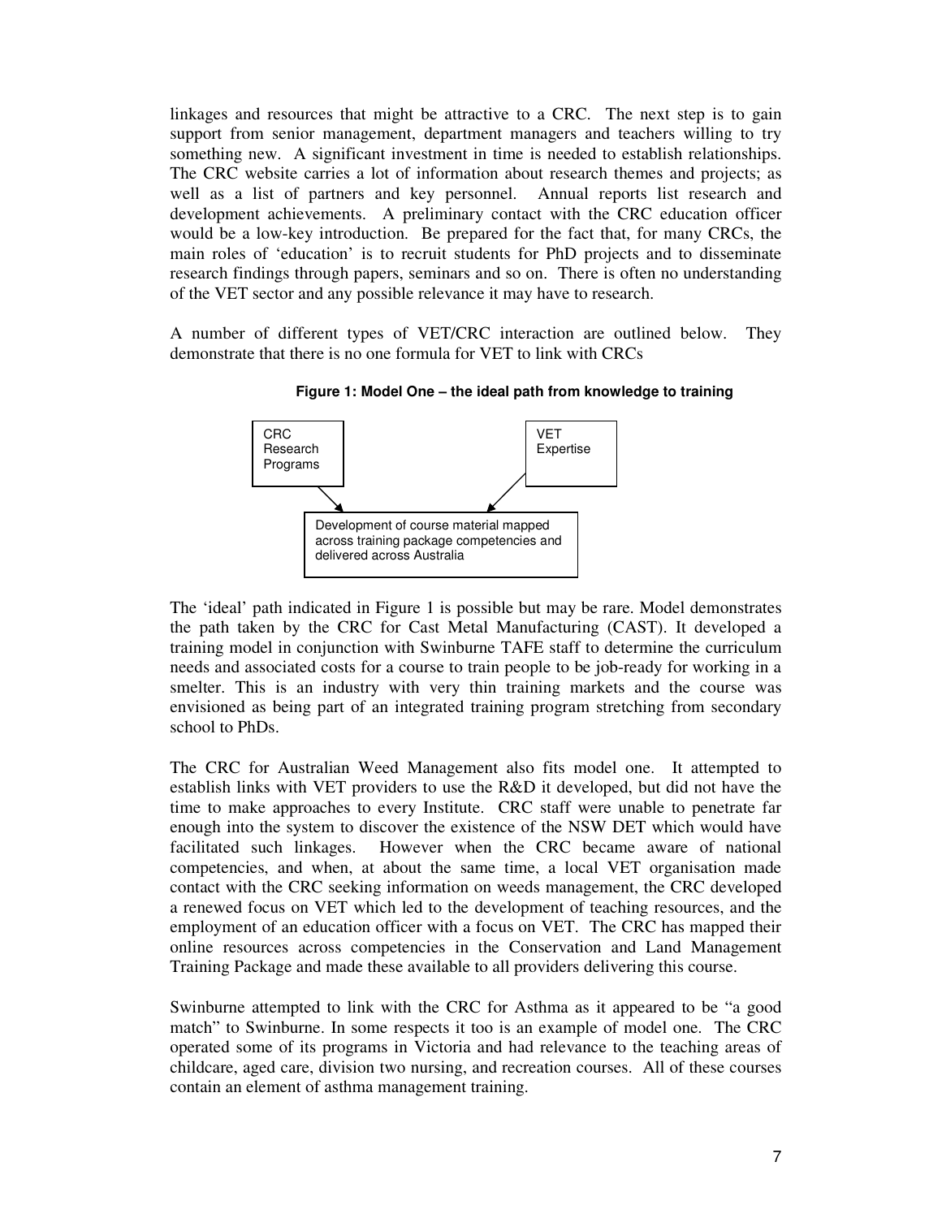linkages and resources that might be attractive to a CRC. The next step is to gain support from senior management, department managers and teachers willing to try something new. A significant investment in time is needed to establish relationships. The CRC website carries a lot of information about research themes and projects; as well as a list of partners and key personnel. Annual reports list research and development achievements. A preliminary contact with the CRC education officer would be a low-key introduction. Be prepared for the fact that, for many CRCs, the main roles of 'education' is to recruit students for PhD projects and to disseminate research findings through papers, seminars and so on. There is often no understanding of the VET sector and any possible relevance it may have to research.

A number of different types of VET/CRC interaction are outlined below. They demonstrate that there is no one formula for VET to link with CRCs

**Figure 1: Model One – the ideal path from knowledge to training**

CRC Research Programs → Development of course material mapped across training package competencies and delivered across Australia ← VET Expertise

The 'ideal' path indicated in Figure 1 is possible but may be rare. Model demonstrates the path taken by the CRC for Cast Metal Manufacturing (CAST). It developed a training model in conjunction with Swinburne TAFE staff to determine the curriculum needs and associated costs for a course to train people to be job-ready for working in a smelter. This is an industry with very thin training markets and the course was envisioned as being part of an integrated training program stretching from secondary school to PhDs.

The CRC for Australian Weed Management also fits model one. It attempted to establish links with VET providers to use the R&D it developed, but did not have the time to make approaches to every Institute. CRC staff were unable to penetrate far enough into the system to discover the existence of the NSW DET which would have facilitated such linkages. However when the CRC became aware of national competencies, and when, at about the same time, a local VET organisation made contact with the CRC seeking information on weeds management, the CRC developed a renewed focus on VET which led to the development of teaching resources, and the employment of an education officer with a focus on VET. The CRC has mapped their online resources across competencies in the Conservation and Land Management Training Package and made these available to all providers delivering this course.

Swinburne attempted to link with the CRC for Asthma as it appeared to be "a good match" to Swinburne. In some respects it too is an example of model one. The CRC operated some of its programs in Victoria and had relevance to the teaching areas of childcare, aged care, division two nursing, and recreation courses. All of these courses contain an element of asthma management training.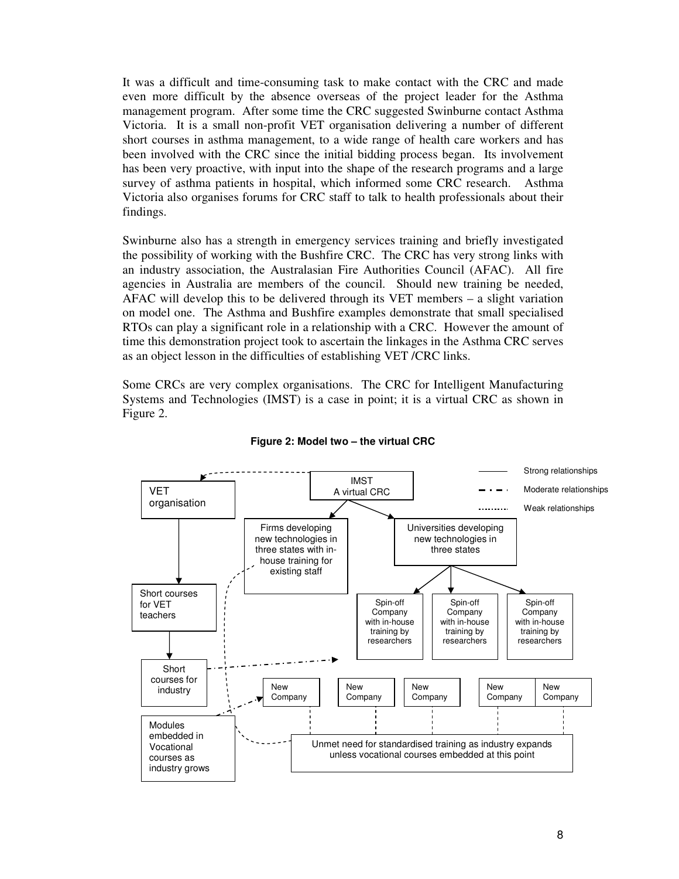It was a difficult and time-consuming task to make contact with the CRC and made even more difficult by the absence overseas of the project leader for the Asthma management program. After some time the CRC suggested Swinburne contact Asthma Victoria. It is a small non-profit VET organisation delivering a number of different short courses in asthma management, to a wide range of health care workers and has been involved with the CRC since the initial bidding process began. Its involvement has been very proactive, with input into the shape of the research programs and a large survey of asthma patients in hospital, which informed some CRC research. Asthma Victoria also organises forums for CRC staff to talk to health professionals about their findings.

Swinburne also has a strength in emergency services training and briefly investigated the possibility of working with the Bushfire CRC. The CRC has very strong links with an industry association, the Australasian Fire Authorities Council (AFAC). All fire agencies in Australia are members of the council. Should new training be needed, AFAC will develop this to be delivered through its VET members – a slight variation on model one. The Asthma and Bushfire examples demonstrate that small specialised RTOs can play a significant role in a relationship with a CRC. However the amount of time this demonstration project took to ascertain the linkages in the Asthma CRC serves as an object lesson in the difficulties of establishing VET /CRC links.

Some CRCs are very complex organisations. The CRC for Intelligent Manufacturing Systems and Technologies (IMST) is a case in point; it is a virtual CRC as shown in Figure 2.

**Figure 2: Model two – the virtual CRC**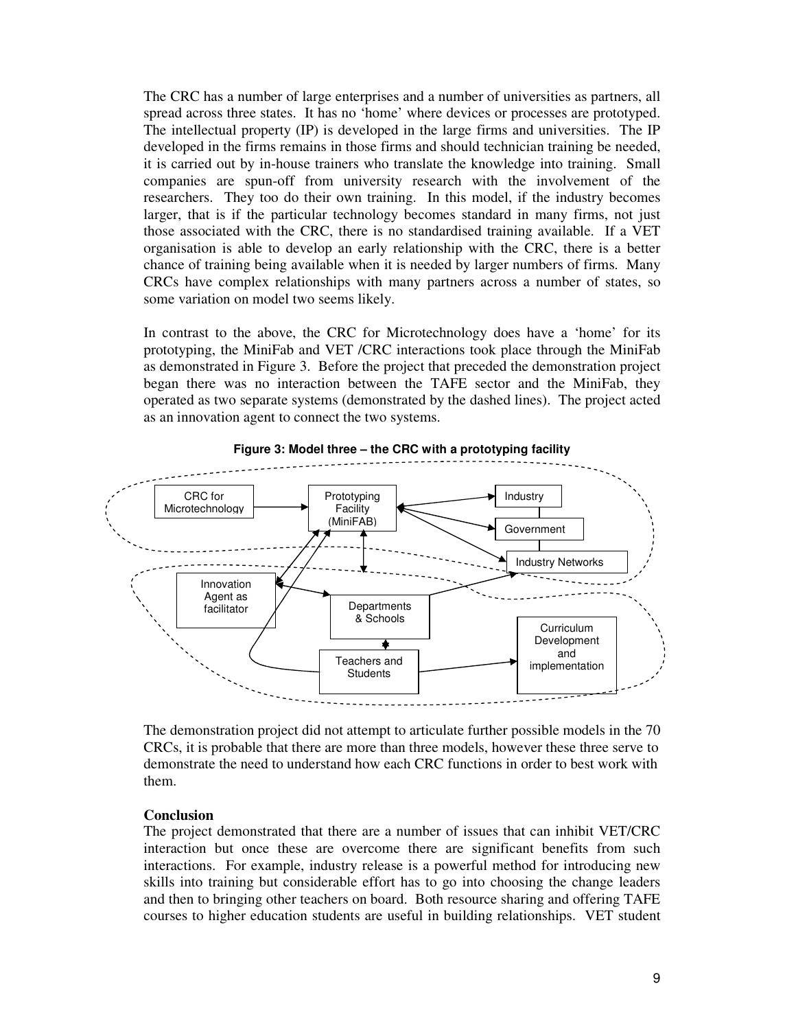The CRC has a number of large enterprises and a number of universities as partners, all spread across three states. It has no 'home' where devices or processes are prototyped. The intellectual property (IP) is developed in the large firms and universities. The IP developed in the firms remains in those firms and should technician training be needed, it is carried out by in-house trainers who translate the knowledge into training. Small companies are spun-off from university research with the involvement of the researchers. They too do their own training. In this model, if the industry becomes larger, that is if the particular technology becomes standard in many firms, not just those associated with the CRC, there is no standardised training available. If a VET organisation is able to develop an early relationship with the CRC, there is a better chance of training being available when it is needed by larger numbers of firms. Many CRCs have complex relationships with many partners across a number of states, so some variation on model two seems likely.

In contrast to the above, the CRC for Microtechnology does have a 'home' for its prototyping, the MiniFab and VET /CRC interactions took place through the MiniFab as demonstrated in Figure 3. Before the project that preceded the demonstration project began there was no interaction between the TAFE sector and the MiniFab, they operated as two separate systems (demonstrated by the dashed lines). The project acted as an innovation agent to connect the two systems.

**Figure 3: Model three – the CRC with a prototyping facility**

CRC for Microtechnology → Prototyping Facility (MiniFAB) ↔ Industry, Government, Industry Networks; Innovation Agent as facilitator; Departments & Schools; Teachers and Students; Curriculum Development and implementation

The demonstration project did not attempt to articulate further possible models in the 70 CRCs, it is probable that there are more than three models, however these three serve to demonstrate the need to understand how each CRC functions in order to best work with them.

**Conclusion**

The project demonstrated that there are a number of issues that can inhibit VET/CRC interaction but once these are overcome there are significant benefits from such interactions. For example, industry release is a powerful method for introducing new skills into training but considerable effort has to go into choosing the change leaders and then to bringing other teachers on board. Both resource sharing and offering TAFE courses to higher education students are useful in building relationships. VET student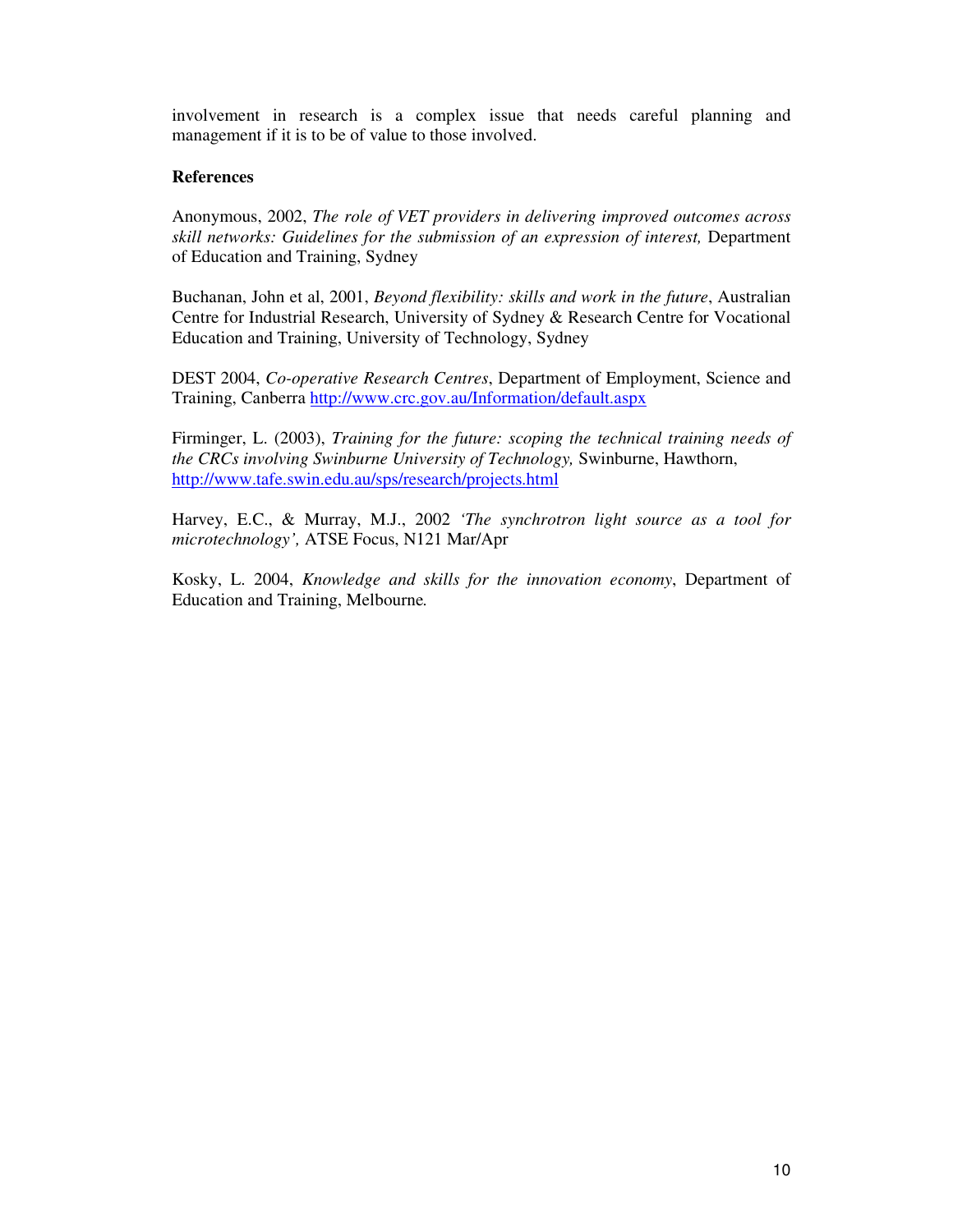involvement in research is a complex issue that needs careful planning and management if it is to be of value to those involved.

**References**

Anonymous, 2002, *The role of VET providers in delivering improved outcomes across skill networks: Guidelines for the submission of an expression of interest,* Department of Education and Training, Sydney

Buchanan, John et al, 2001, *Beyond flexibility: skills and work in the future*, Australian Centre for Industrial Research, University of Sydney & Research Centre for Vocational Education and Training, University of Technology, Sydney

DEST 2004, *Co-operative Research Centres*, Department of Employment, Science and Training, Canberra http://www.crc.gov.au/Information/default.aspx

Firminger, L. (2003), *Training for the future: scoping the technical training needs of the CRCs involving Swinburne University of Technology,* Swinburne, Hawthorn, http://www.tafe.swin.edu.au/sps/research/projects.html

Harvey, E.C., & Murray, M.J., 2002 *'The synchrotron light source as a tool for microtechnology',* ATSE Focus, N121 Mar/Apr

Kosky, L. 2004, *Knowledge and skills for the innovation economy*, Department of Education and Training, Melbourne*.*